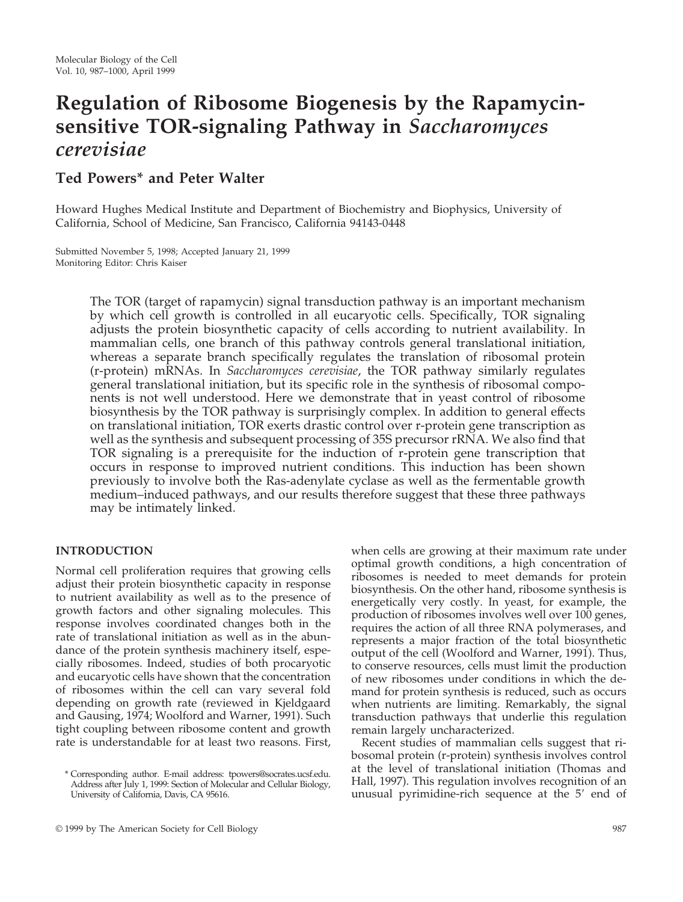# Regulation of Ribosome Biogenesis by the Rapamycin-sensitive TOR-signaling Pathway in *Saccharomyces cerevisiae*

**Ted Powers* and Peter Walter**

Howard Hughes Medical Institute and Department of Biochemistry and Biophysics, University of California, School of Medicine, San Francisco, California 94143-0448

Submitted November 5, 1998; Accepted January 21, 1999
Monitoring Editor: Chris Kaiser

The TOR (target of rapamycin) signal transduction pathway is an important mechanism by which cell growth is controlled in all eucaryotic cells. Specifically, TOR signaling adjusts the protein biosynthetic capacity of cells according to nutrient availability. In mammalian cells, one branch of this pathway controls general translational initiation, whereas a separate branch specifically regulates the translation of ribosomal protein (r-protein) mRNAs. In *Saccharomyces cerevisiae*, the TOR pathway similarly regulates general translational initiation, but its specific role in the synthesis of ribosomal components is not well understood. Here we demonstrate that in yeast control of ribosome biosynthesis by the TOR pathway is surprisingly complex. In addition to general effects on translational initiation, TOR exerts drastic control over r-protein gene transcription as well as the synthesis and subsequent processing of 35S precursor rRNA. We also find that TOR signaling is a prerequisite for the induction of r-protein gene transcription that occurs in response to improved nutrient conditions. This induction has been shown previously to involve both the Ras-adenylate cyclase as well as the fermentable growth medium–induced pathways, and our results therefore suggest that these three pathways may be intimately linked.

## INTRODUCTION

Normal cell proliferation requires that growing cells adjust their protein biosynthetic capacity in response to nutrient availability as well as to the presence of growth factors and other signaling molecules. This response involves coordinated changes both in the rate of translational initiation as well as in the abundance of the protein synthesis machinery itself, especially ribosomes. Indeed, studies of both procaryotic and eucaryotic cells have shown that the concentration of ribosomes within the cell can vary several fold depending on growth rate (reviewed in Kjeldgaard and Gausing, 1974; Woolford and Warner, 1991). Such tight coupling between ribosome content and growth rate is understandable for at least two reasons. First, when cells are growing at their maximum rate under optimal growth conditions, a high concentration of ribosomes is needed to meet demands for protein biosynthesis. On the other hand, ribosome synthesis is energetically very costly. In yeast, for example, the production of ribosomes involves well over 100 genes, requires the action of all three RNA polymerases, and represents a major fraction of the total biosynthetic output of the cell (Woolford and Warner, 1991). Thus, to conserve resources, cells must limit the production of new ribosomes under conditions in which the demand for protein synthesis is reduced, such as occurs when nutrients are limiting. Remarkably, the signal transduction pathways that underlie this regulation remain largely uncharacterized.

Recent studies of mammalian cells suggest that ribosomal protein (r-protein) synthesis involves control at the level of translational initiation (Thomas and Hall, 1997). This regulation involves recognition of an unusual pyrimidine-rich sequence at the 5′ end of

\* Corresponding author. E-mail address: tpowers@socrates.ucsf.edu. Address after July 1, 1999: Section of Molecular and Cellular Biology, University of California, Davis, CA 95616.

© 1999 by The American Society for Cell Biology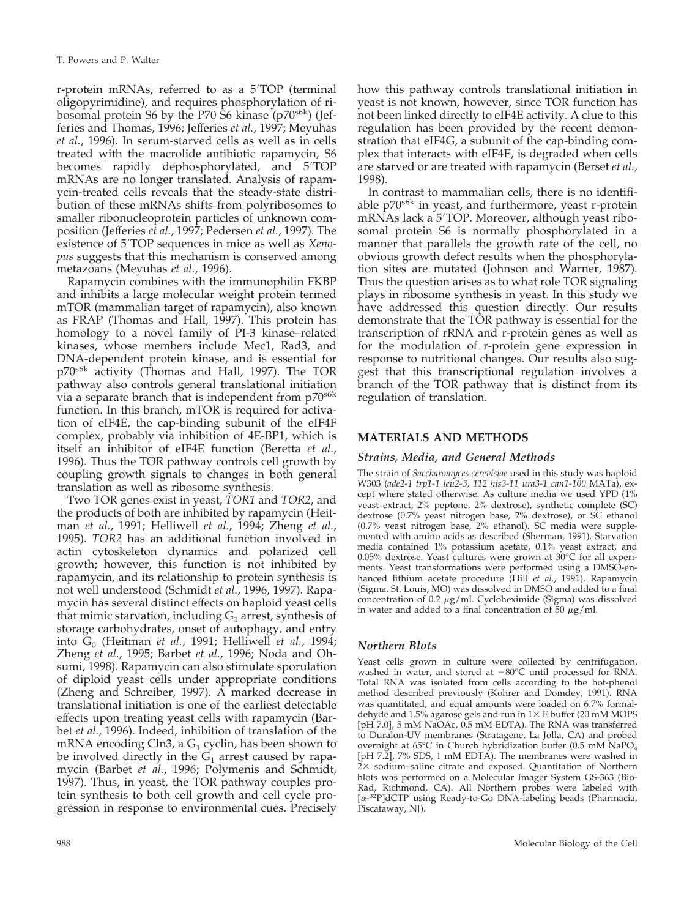r-protein mRNAs, referred to as a 5′TOP (terminal oligopyrimidine), and requires phosphorylation of ribosomal protein S6 by the P70 S6 kinase ($p70^{s6k}$) (Jefferies and Thomas, 1996; Jefferies *et al.*, 1997; Meyuhas *et al.*, 1996). In serum-starved cells as well as in cells treated with the macrolide antibiotic rapamycin, S6 becomes rapidly dephosphorylated, and 5′TOP mRNAs are no longer translated. Analysis of rapamycin-treated cells reveals that the steady-state distribution of these mRNAs shifts from polyribosomes to smaller ribonucleoprotein particles of unknown composition (Jefferies *et al.*, 1997; Pedersen *et al.*, 1997). The existence of 5′TOP sequences in mice as well as *Xenopus* suggests that this mechanism is conserved among metazoans (Meyuhas *et al.*, 1996).

Rapamycin combines with the immunophilin FKBP and inhibits a large molecular weight protein termed mTOR (mammalian target of rapamycin), also known as FRAP (Thomas and Hall, 1997). This protein has homology to a novel family of PI-3 kinase–related kinases, whose members include Mec1, Rad3, and DNA-dependent protein kinase, and is essential for $p70^{s6k}$ activity (Thomas and Hall, 1997). The TOR pathway also controls general translational initiation via a separate branch that is independent from $p70^{s6k}$ function. In this branch, mTOR is required for activation of eIF4E, the cap-binding subunit of the eIF4F complex, probably via inhibition of 4E-BP1, which is itself an inhibitor of eIF4E function (Beretta *et al.*, 1996). Thus the TOR pathway controls cell growth by coupling growth signals to changes in both general translation as well as ribosome synthesis.

Two TOR genes exist in yeast, *TOR1* and *TOR2*, and the products of both are inhibited by rapamycin (Heitman *et al.*, 1991; Helliwell *et al.*, 1994; Zheng *et al.*, 1995). *TOR2* has an additional function involved in actin cytoskeleton dynamics and polarized cell growth; however, this function is not inhibited by rapamycin, and its relationship to protein synthesis is not well understood (Schmidt *et al.*, 1996, 1997). Rapamycin has several distinct effects on haploid yeast cells that mimic starvation, including $G_1$ arrest, synthesis of storage carbohydrates, onset of autophagy, and entry into $G_0$ (Heitman *et al.*, 1991; Helliwell *et al.*, 1994; Zheng *et al.*, 1995; Barbet *et al.*, 1996; Noda and Ohsumi, 1998). Rapamycin can also stimulate sporulation of diploid yeast cells under appropriate conditions (Zheng and Schreiber, 1997). A marked decrease in translational initiation is one of the earliest detectable effects upon treating yeast cells with rapamycin (Barbet *et al.*, 1996). Indeed, inhibition of translation of the mRNA encoding Cln3, a $G_1$ cyclin, has been shown to be involved directly in the $G_1$ arrest caused by rapamycin (Barbet *et al.*, 1996; Polymenis and Schmidt, 1997). Thus, in yeast, the TOR pathway couples protein synthesis to both cell growth and cell cycle progression in response to environmental cues. Precisely how this pathway controls translational initiation in yeast is not known, however, since TOR function has not been linked directly to eIF4E activity. A clue to this regulation has been provided by the recent demonstration that eIF4G, a subunit of the cap-binding complex that interacts with eIF4E, is degraded when cells are starved or are treated with rapamycin (Berset *et al.*, 1998).

In contrast to mammalian cells, there is no identifiable $p70^{s6k}$ in yeast, and furthermore, yeast r-protein mRNAs lack a 5′TOP. Moreover, although yeast ribosomal protein S6 is normally phosphorylated in a manner that parallels the growth rate of the cell, no obvious growth defect results when the phosphorylation sites are mutated (Johnson and Warner, 1987). Thus the question arises as to what role TOR signaling plays in ribosome synthesis in yeast. In this study we have addressed this question directly. Our results demonstrate that the TOR pathway is essential for the transcription of rRNA and r-protein genes as well as for the modulation of r-protein gene expression in response to nutritional changes. Our results also suggest that this transcriptional regulation involves a branch of the TOR pathway that is distinct from its regulation of translation.

## MATERIALS AND METHODS

### Strains, Media, and General Methods

The strain of *Saccharomyces cerevisiae* used in this study was haploid W303 (*ade2-1 trp1-1 leu2-3, 112 his3-11 ura3-1 can1-100* MATa), except where stated otherwise. As culture media we used YPD (1% yeast extract, 2% peptone, 2% dextrose), synthetic complete (SC) dextrose (0.7% yeast nitrogen base, 2% dextrose), or SC ethanol (0.7% yeast nitrogen base, 2% ethanol). SC media were supplemented with amino acids as described (Sherman, 1991). Starvation media contained 1% potassium acetate, 0.1% yeast extract, and 0.05% dextrose. Yeast cultures were grown at 30°C for all experiments. Yeast transformations were performed using a DMSO-enhanced lithium acetate procedure (Hill *et al.*, 1991). Rapamycin (Sigma, St. Louis, MO) was dissolved in DMSO and added to a final concentration of 0.2 μg/ml. Cycloheximide (Sigma) was dissolved in water and added to a final concentration of 50 μg/ml.

### Northern Blots

Yeast cells grown in culture were collected by centrifugation, washed in water, and stored at −80°C until processed for RNA. Total RNA was isolated from cells according to the hot-phenol method described previously (Kohrer and Domdey, 1991). RNA was quantitated, and equal amounts were loaded on 6.7% formaldehyde and 1.5% agarose gels and run in 1× E buffer (20 mM MOPS [pH 7.0], 5 mM NaOAc, 0.5 mM EDTA). The RNA was transferred to Duralon-UV membranes (Stratagene, La Jolla, CA) and probed overnight at 65°C in Church hybridization buffer (0.5 mM $NaPO_4$ [pH 7.2], 7% SDS, 1 mM EDTA). The membranes were washed in 2× sodium–saline citrate and exposed. Quantitation of Northern blots was performed on a Molecular Imager System GS-363 (Bio-Rad, Richmond, CA). All Northern probes were labeled with [$\alpha$-$^{32}$P]dCTP using Ready-to-Go DNA-labeling beads (Pharmacia, Piscataway, NJ).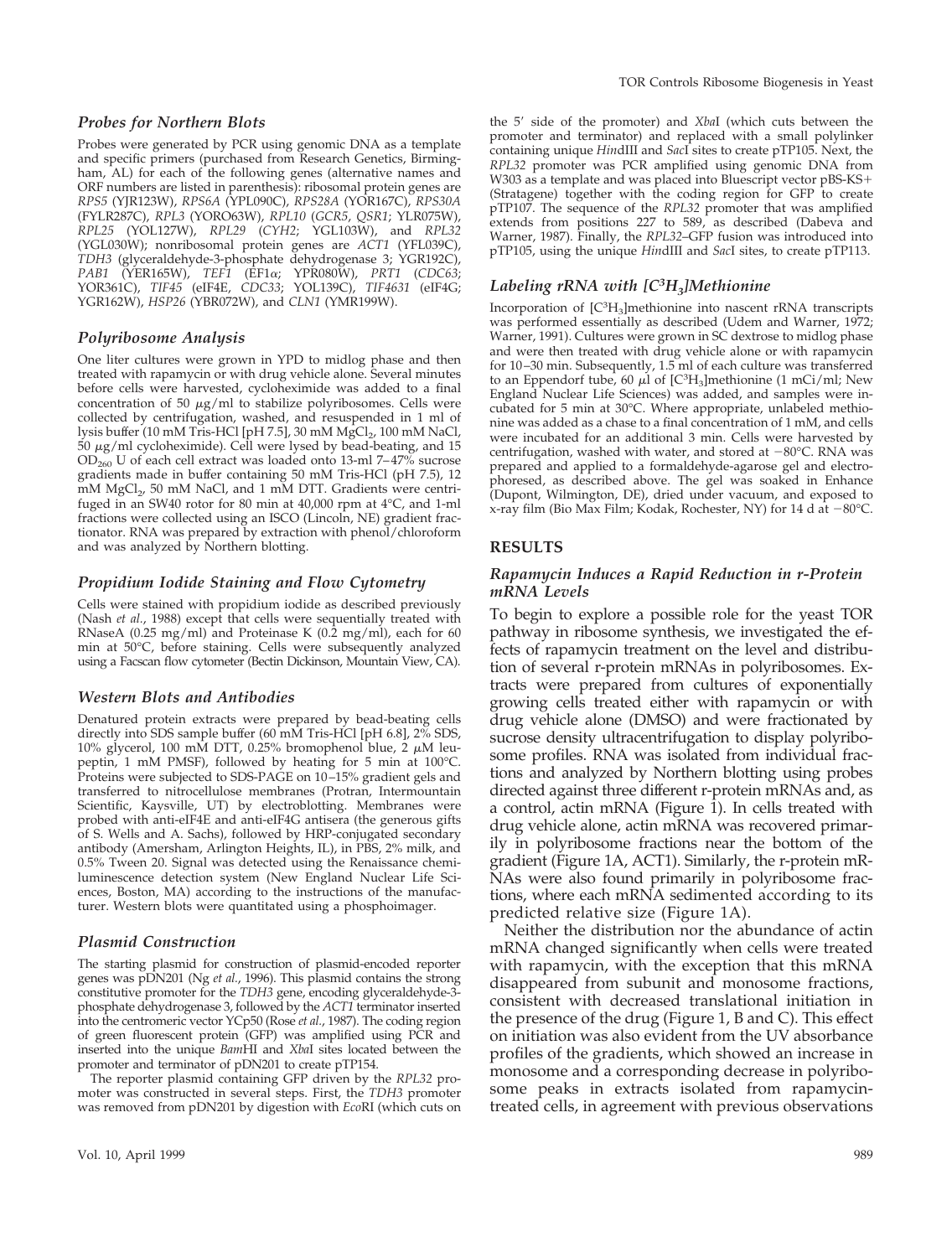### *Probes for Northern Blots*

Probes were generated by PCR using genomic DNA as a template and specific primers (purchased from Research Genetics, Birmingham, AL) for each of the following genes (alternative names and ORF numbers are listed in parenthesis): ribosomal protein genes are *RPS5* (YJR123W), *RPS6A* (YPL090C), *RPS28A* (YOR167C), *RPS30A* (FYLR287C), *RPL3* (YORO63W), *RPL10* (*GCR5*, *QSR1*; YLR075W), *RPL25* (YOL127W), *RPL29* (*CYH2*; YGL103W), and *RPL32* (YGL030W); nonribosomal protein genes are *ACT1* (YFL039C), *TDH3* (glyceraldehyde-3-phosphate dehydrogenase 3; YGR192C), *PAB1* (YER165W), *TEF1* (EF1α; YPR080W), *PRT1* (*CDC63*; YOR361C), *TIF45* (eIF4E, *CDC33*; YOL139C), *TIF4631* (eIF4G; YGR162W), *HSP26* (YBR072W), and *CLN1* (YMR199W).

### *Polyribosome Analysis*

One liter cultures were grown in YPD to midlog phase and then treated with rapamycin or with drug vehicle alone. Several minutes before cells were harvested, cycloheximide was added to a final concentration of 50 μg/ml to stabilize polyribosomes. Cells were collected by centrifugation, washed, and resuspended in 1 ml of lysis buffer (10 mM Tris-HCl [pH 7.5], 30 mM $MgCl_2$, 100 mM NaCl, 50 μg/ml cycloheximide). Cell were lysed by bead-beating, and 15 $OD_{260}$ U of each cell extract was loaded onto 13-ml 7–47% sucrose gradients made in buffer containing 50 mM Tris-HCl (pH 7.5), 12 mM $MgCl_2$, 50 mM NaCl, and 1 mM DTT. Gradients were centrifuged in an SW40 rotor for 80 min at 40,000 rpm at 4°C, and 1-ml fractions were collected using an ISCO (Lincoln, NE) gradient fractionator. RNA was prepared by extraction with phenol/chloroform and was analyzed by Northern blotting.

### *Propidium Iodide Staining and Flow Cytometry*

Cells were stained with propidium iodide as described previously (Nash *et al.*, 1988) except that cells were sequentially treated with RNaseA (0.25 mg/ml) and Proteinase K (0.2 mg/ml), each for 60 min at 50°C, before staining. Cells were subsequently analyzed using a Facscan flow cytometer (Bectin Dickinson, Mountain View, CA).

### *Western Blots and Antibodies*

Denatured protein extracts were prepared by bead-beating cells directly into SDS sample buffer (60 mM Tris-HCl [pH 6.8], 2% SDS, 10% glycerol, 100 mM DTT, 0.25% bromophenol blue, 2 μM leupeptin, 1 mM PMSF), followed by heating for 5 min at 100°C. Proteins were subjected to SDS-PAGE on 10–15% gradient gels and transferred to nitrocellulose membranes (Protran, Intermountain Scientific, Kaysville, UT) by electroblotting. Membranes were probed with anti-eIF4E and anti-eIF4G antisera (the generous gifts of S. Wells and A. Sachs), followed by HRP-conjugated secondary antibody (Amersham, Arlington Heights, IL), in PBS, 2% milk, and 0.5% Tween 20. Signal was detected using the Renaissance chemiluminescence detection system (New England Nuclear Life Sciences, Boston, MA) according to the instructions of the manufacturer. Western blots were quantitated using a phosphoimager.

### *Plasmid Construction*

The starting plasmid for construction of plasmid-encoded reporter genes was pDN201 (Ng *et al.*, 1996). This plasmid contains the strong constitutive promoter for the *TDH3* gene, encoding glyceraldehyde-3-phosphate dehydrogenase 3, followed by the *ACT1* terminator inserted into the centromeric vector YCp50 (Rose *et al.*, 1987). The coding region of green fluorescent protein (GFP) was amplified using PCR and inserted into the unique *Bam*HI and *Xba*I sites located between the promoter and terminator of pDN201 to create pTP154.

The reporter plasmid containing GFP driven by the *RPL32* promoter was constructed in several steps. First, the *TDH3* promoter was removed from pDN201 by digestion with *Eco*RI (which cuts on the 5′ side of the promoter) and *Xba*I (which cuts between the promoter and terminator) and replaced with a small polylinker containing unique *Hin*dIII and *Sac*I sites to create pTP105. Next, the *RPL32* promoter was PCR amplified using genomic DNA from W303 as a template and was placed into Bluescript vector pBS-KS+ (Stratagene) together with the coding region for GFP to create pTP107. The sequence of the *RPL32* promoter that was amplified extends from positions 227 to 589, as described (Dabeva and Warner, 1987). Finally, the *RPL32*–GFP fusion was introduced into pTP105, using the unique *Hin*dIII and *Sac*I sites, to create pTP113.

### *Labeling rRNA with [$C^3H_3$]Methionine*

Incorporation of [$C^3H_3$]methionine into nascent rRNA transcripts was performed essentially as described (Udem and Warner, 1972; Warner, 1991). Cultures were grown in SC dextrose to midlog phase and were then treated with drug vehicle alone or with rapamycin for 10–30 min. Subsequently, 1.5 ml of each culture was transferred to an Eppendorf tube, 60 μl of [$C^3H_3$]methionine (1 mCi/ml; New England Nuclear Life Sciences) was added, and samples were incubated for 5 min at 30°C. Where appropriate, unlabeled methionine was added as a chase to a final concentration of 1 mM, and cells were incubated for an additional 3 min. Cells were harvested by centrifugation, washed with water, and stored at −80°C. RNA was prepared and applied to a formaldehyde-agarose gel and electrophoresed, as described above. The gel was soaked in Enhance (Dupont, Wilmington, DE), dried under vacuum, and exposed to x-ray film (Bio Max Film; Kodak, Rochester, NY) for 14 d at −80°C.

## RESULTS

### *Rapamycin Induces a Rapid Reduction in r-Protein mRNA Levels*

To begin to explore a possible role for the yeast TOR pathway in ribosome synthesis, we investigated the effects of rapamycin treatment on the level and distribution of several r-protein mRNAs in polyribosomes. Extracts were prepared from cultures of exponentially growing cells treated either with rapamycin or with drug vehicle alone (DMSO) and were fractionated by sucrose density ultracentrifugation to display polyribosome profiles. RNA was isolated from individual fractions and analyzed by Northern blotting using probes directed against three different r-protein mRNAs and, as a control, actin mRNA (Figure 1). In cells treated with drug vehicle alone, actin mRNA was recovered primarily in polyribosome fractions near the bottom of the gradient (Figure 1A, ACT1). Similarly, the r-protein mRNAs were also found primarily in polyribosome fractions, where each mRNA sedimented according to its predicted relative size (Figure 1A).

Neither the distribution nor the abundance of actin mRNA changed significantly when cells were treated with rapamycin, with the exception that this mRNA disappeared from subunit and monosome fractions, consistent with decreased translational initiation in the presence of the drug (Figure 1, B and C). This effect on initiation was also evident from the UV absorbance profiles of the gradients, which showed an increase in monosome and a corresponding decrease in polyribosome peaks in extracts isolated from rapamycin-treated cells, in agreement with previous observations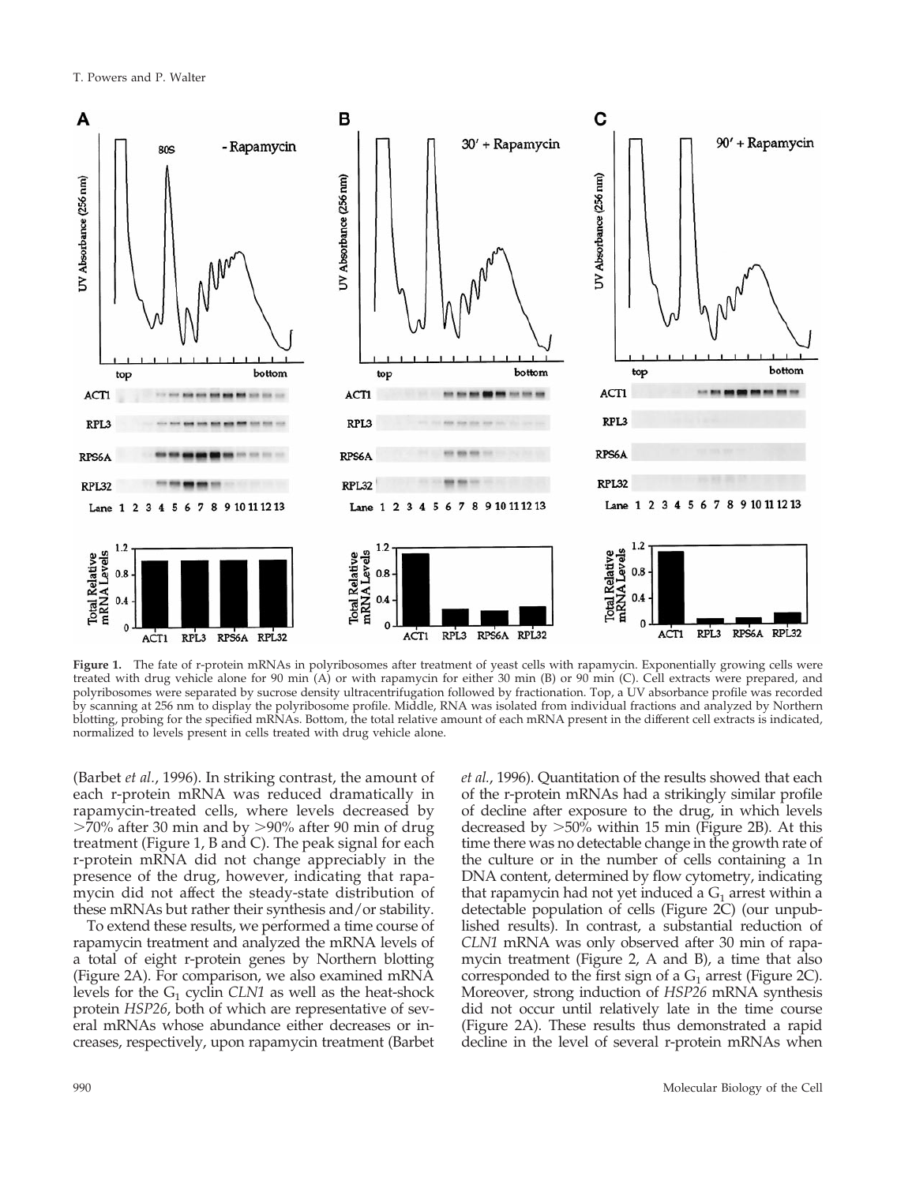**Figure 1.** The fate of r-protein mRNAs in polyribosomes after treatment of yeast cells with rapamycin. Exponentially growing cells were treated with drug vehicle alone for 90 min (A) or with rapamycin for either 30 min (B) or 90 min (C). Cell extracts were prepared, and polyribosomes were separated by sucrose density ultracentrifugation followed by fractionation. Top, a UV absorbance profile was recorded by scanning at 256 nm to display the polyribosome profile. Middle, RNA was isolated from individual fractions and analyzed by Northern blotting, probing for the specified mRNAs. Bottom, the total relative amount of each mRNA present in the different cell extracts is indicated, normalized to levels present in cells treated with drug vehicle alone.

(Barbet *et al.*, 1996). In striking contrast, the amount of each r-protein mRNA was reduced dramatically in rapamycin-treated cells, where levels decreased by >70% after 30 min and by >90% after 90 min of drug treatment (Figure 1, B and C). The peak signal for each r-protein mRNA did not change appreciably in the presence of the drug, however, indicating that rapamycin did not affect the steady-state distribution of these mRNAs but rather their synthesis and/or stability.

To extend these results, we performed a time course of rapamycin treatment and analyzed the mRNA levels of a total of eight r-protein genes by Northern blotting (Figure 2A). For comparison, we also examined mRNA levels for the $G_1$ cyclin *CLN1* as well as the heat-shock protein *HSP26*, both of which are representative of several mRNAs whose abundance either decreases or increases, respectively, upon rapamycin treatment (Barbet *et al.*, 1996). Quantitation of the results showed that each of the r-protein mRNAs had a strikingly similar profile of decline after exposure to the drug, in which levels decreased by >50% within 15 min (Figure 2B). At this time there was no detectable change in the growth rate of the culture or in the number of cells containing a 1n DNA content, determined by flow cytometry, indicating that rapamycin had not yet induced a $G_1$ arrest within a detectable population of cells (Figure 2C) (our unpublished results). In contrast, a substantial reduction of *CLN1* mRNA was only observed after 30 min of rapamycin treatment (Figure 2, A and B), a time that also corresponded to the first sign of a $G_1$ arrest (Figure 2C). Moreover, strong induction of *HSP26* mRNA synthesis did not occur until relatively late in the time course (Figure 2A). These results thus demonstrated a rapid decline in the level of several r-protein mRNAs when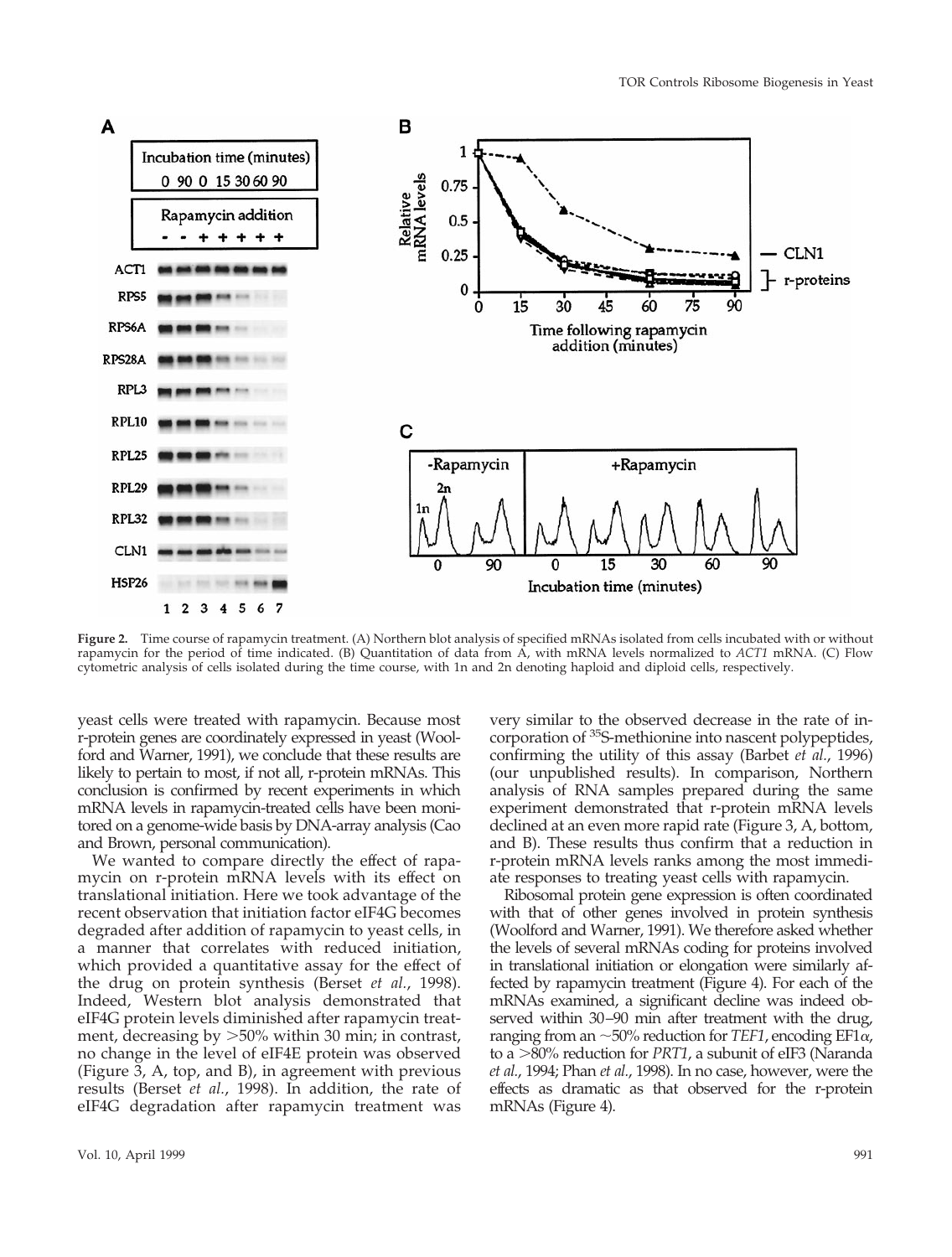**Figure 2.** Time course of rapamycin treatment. (A) Northern blot analysis of specified mRNAs isolated from cells incubated with or without rapamycin for the period of time indicated. (B) Quantitation of data from A, with mRNA levels normalized to *ACT1* mRNA. (C) Flow cytometric analysis of cells isolated during the time course, with 1n and 2n denoting haploid and diploid cells, respectively.

yeast cells were treated with rapamycin. Because most r-protein genes are coordinately expressed in yeast (Woolford and Warner, 1991), we conclude that these results are likely to pertain to most, if not all, r-protein mRNAs. This conclusion is confirmed by recent experiments in which mRNA levels in rapamycin-treated cells have been monitored on a genome-wide basis by DNA-array analysis (Cao and Brown, personal communication).

We wanted to compare directly the effect of rapamycin on r-protein mRNA levels with its effect on translational initiation. Here we took advantage of the recent observation that initiation factor eIF4G becomes degraded after addition of rapamycin to yeast cells, in a manner that correlates with reduced initiation, which provided a quantitative assay for the effect of the drug on protein synthesis (Berset *et al.*, 1998). Indeed, Western blot analysis demonstrated that eIF4G protein levels diminished after rapamycin treatment, decreasing by >50% within 30 min; in contrast, no change in the level of eIF4E protein was observed (Figure 3, A, top, and B), in agreement with previous results (Berset *et al.*, 1998). In addition, the rate of eIF4G degradation after rapamycin treatment was very similar to the observed decrease in the rate of incorporation of $^{35}$S-methionine into nascent polypeptides, confirming the utility of this assay (Barbet *et al.*, 1996) (our unpublished results). In comparison, Northern analysis of RNA samples prepared during the same experiment demonstrated that r-protein mRNA levels declined at an even more rapid rate (Figure 3, A, bottom, and B). These results thus confirm that a reduction in r-protein mRNA levels ranks among the most immediate responses to treating yeast cells with rapamycin.

Ribosomal protein gene expression is often coordinated with that of other genes involved in protein synthesis (Woolford and Warner, 1991). We therefore asked whether the levels of several mRNAs coding for proteins involved in translational initiation or elongation were similarly affected by rapamycin treatment (Figure 4). For each of the mRNAs examined, a significant decline was indeed observed within 30–90 min after treatment with the drug, ranging from an ~50% reduction for *TEF1*, encoding EF1$\alpha$, to a >80% reduction for *PRT1*, a subunit of eIF3 (Naranda *et al.*, 1994; Phan *et al.*, 1998). In no case, however, were the effects as dramatic as that observed for the r-protein mRNAs (Figure 4).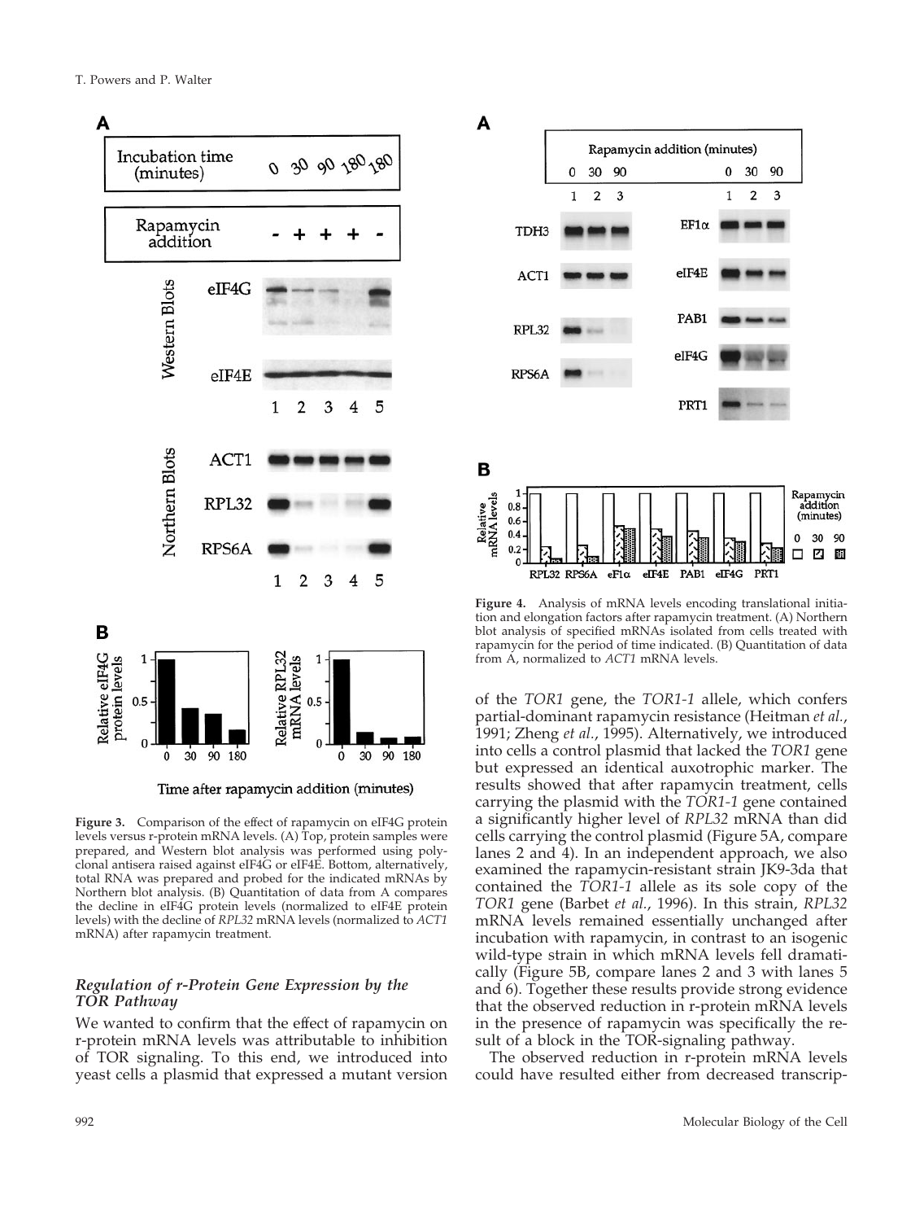**Figure 3.** Comparison of the effect of rapamycin on eIF4G protein levels versus r-protein mRNA levels. (A) Top, protein samples were prepared, and Western blot analysis was performed using polyclonal antisera raised against eIF4G or eIF4E. Bottom, alternatively, total RNA was prepared and probed for the indicated mRNAs by Northern blot analysis. (B) Quantitation of data from A compares the decline in eIF4G protein levels (normalized to eIF4E protein levels) with the decline of *RPL32* mRNA levels (normalized to *ACT1* mRNA) after rapamycin treatment.

### *Regulation of r-Protein Gene Expression by the TOR Pathway*

We wanted to confirm that the effect of rapamycin on r-protein mRNA levels was attributable to inhibition of TOR signaling. To this end, we introduced into yeast cells a plasmid that expressed a mutant version of the *TOR1* gene, the *TOR1-1* allele, which confers partial-dominant rapamycin resistance (Heitman *et al.*, 1991; Zheng *et al.*, 1995). Alternatively, we introduced into cells a control plasmid that lacked the *TOR1* gene but expressed an identical auxotrophic marker. The results showed that after rapamycin treatment, cells carrying the plasmid with the *TOR1-1* gene contained a significantly higher level of *RPL32* mRNA than did cells carrying the control plasmid (Figure 5A, compare lanes 2 and 4). In an independent approach, we also examined the rapamycin-resistant strain JK9-3da that contained the *TOR1-1* allele as its sole copy of the *TOR1* gene (Barbet *et al.*, 1996). In this strain, *RPL32* mRNA levels remained essentially unchanged after incubation with rapamycin, in contrast to an isogenic wild-type strain in which mRNA levels fell dramatically (Figure 5B, compare lanes 2 and 3 with lanes 5 and 6). Together these results provide strong evidence that the observed reduction in r-protein mRNA levels in the presence of rapamycin was specifically the result of a block in the TOR-signaling pathway.

**Figure 4.** Analysis of mRNA levels encoding translational initiation and elongation factors after rapamycin treatment. (A) Northern blot analysis of specified mRNAs isolated from cells treated with rapamycin for the period of time indicated. (B) Quantitation of data from A, normalized to *ACT1* mRNA levels.

The observed reduction in r-protein mRNA levels could have resulted either from decreased transcrip-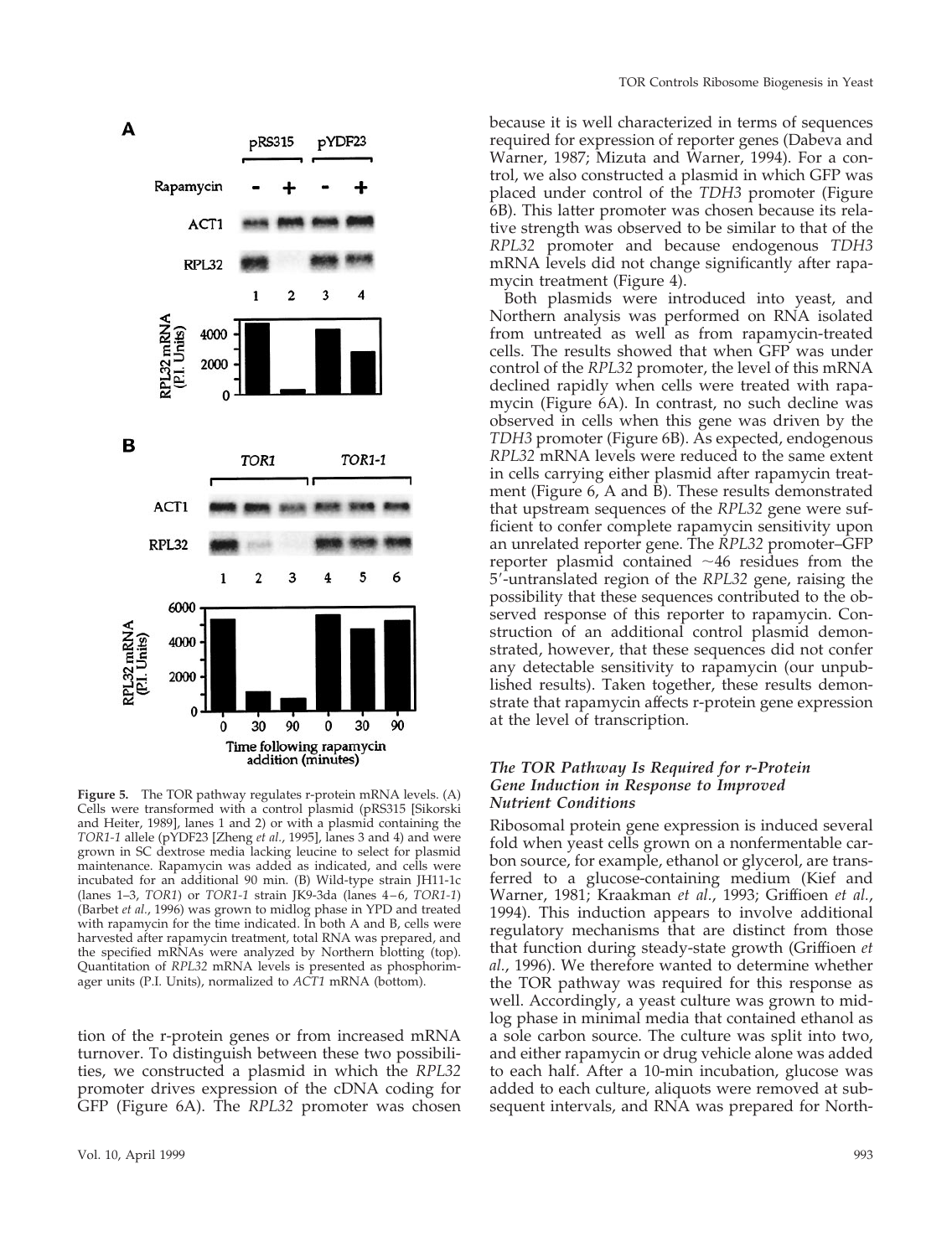**Figure 5.** The TOR pathway regulates r-protein mRNA levels. (A) Cells were transformed with a control plasmid (pRS315 [Sikorski and Heiter, 1989], lanes 1 and 2) or with a plasmid containing the *TOR1-1* allele (pYDF23 [Zheng *et al.*, 1995], lanes 3 and 4) and were grown in SC dextrose media lacking leucine to select for plasmid maintenance. Rapamycin was added as indicated, and cells were incubated for an additional 90 min. (B) Wild-type strain JH11-1c (lanes 1–3, *TOR1*) or *TOR1-1* strain JK9-3da (lanes 4–6, *TOR1-1*) (Barbet *et al.*, 1996) was grown to midlog phase in YPD and treated with rapamycin for the time indicated. In both A and B, cells were harvested after rapamycin treatment, total RNA was prepared, and the specified mRNAs were analyzed by Northern blotting (top). Quantitation of *RPL32* mRNA levels is presented as phosphorimager units (P.I. Units), normalized to *ACT1* mRNA (bottom).

tion of the r-protein genes or from increased mRNA turnover. To distinguish between these two possibilities, we constructed a plasmid in which the *RPL32* promoter drives expression of the cDNA coding for GFP (Figure 6A). The *RPL32* promoter was chosen because it is well characterized in terms of sequences required for expression of reporter genes (Dabeva and Warner, 1987; Mizuta and Warner, 1994). For a control, we also constructed a plasmid in which GFP was placed under control of the *TDH3* promoter (Figure 6B). This latter promoter was chosen because its relative strength was observed to be similar to that of the *RPL32* promoter and because endogenous *TDH3* mRNA levels did not change significantly after rapamycin treatment (Figure 4).

Both plasmids were introduced into yeast, and Northern analysis was performed on RNA isolated from untreated as well as from rapamycin-treated cells. The results showed that when GFP was under control of the *RPL32* promoter, the level of this mRNA declined rapidly when cells were treated with rapamycin (Figure 6A). In contrast, no such decline was observed in cells when this gene was driven by the *TDH3* promoter (Figure 6B). As expected, endogenous *RPL32* mRNA levels were reduced to the same extent in cells carrying either plasmid after rapamycin treatment (Figure 6, A and B). These results demonstrated that upstream sequences of the *RPL32* gene were sufficient to confer complete rapamycin sensitivity upon an unrelated reporter gene. The *RPL32* promoter–GFP reporter plasmid contained ~46 residues from the 5′-untranslated region of the *RPL32* gene, raising the possibility that these sequences contributed to the observed response of this reporter to rapamycin. Construction of an additional control plasmid demonstrated, however, that these sequences did not confer any detectable sensitivity to rapamycin (our unpublished results). Taken together, these results demonstrate that rapamycin affects r-protein gene expression at the level of transcription.

### *The TOR Pathway Is Required for r-Protein Gene Induction in Response to Improved Nutrient Conditions*

Ribosomal protein gene expression is induced several fold when yeast cells grown on a nonfermentable carbon source, for example, ethanol or glycerol, are transferred to a glucose-containing medium (Kief and Warner, 1981; Kraakman *et al.*, 1993; Griffioen *et al.*, 1994). This induction appears to involve additional regulatory mechanisms that are distinct from those that function during steady-state growth (Griffioen *et al.*, 1996). We therefore wanted to determine whether the TOR pathway was required for this response as well. Accordingly, a yeast culture was grown to midlog phase in minimal media that contained ethanol as a sole carbon source. The culture was split into two, and either rapamycin or drug vehicle alone was added to each half. After a 10-min incubation, glucose was added to each culture, aliquots were removed at subsequent intervals, and RNA was prepared for North-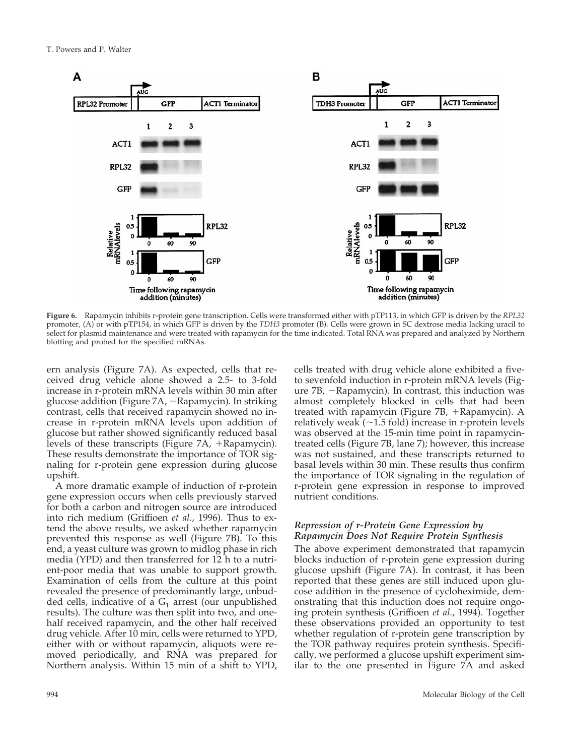**Figure 6.** Rapamycin inhibits r-protein gene transcription. Cells were transformed either with pTP113, in which GFP is driven by the *RPL32* promoter, (A) or with pTP154, in which GFP is driven by the *TDH3* promoter (B). Cells were grown in SC dextrose media lacking uracil to select for plasmid maintenance and were treated with rapamycin for the time indicated. Total RNA was prepared and analyzed by Northern blotting and probed for the specified mRNAs.

ern analysis (Figure 7A). As expected, cells that received drug vehicle alone showed a 2.5- to 3-fold increase in r-protein mRNA levels within 30 min after glucose addition (Figure 7A, −Rapamycin). In striking contrast, cells that received rapamycin showed no increase in r-protein mRNA levels upon addition of glucose but rather showed significantly reduced basal levels of these transcripts (Figure 7A, +Rapamycin). These results demonstrate the importance of TOR signaling for r-protein gene expression during glucose upshift.

A more dramatic example of induction of r-protein gene expression occurs when cells previously starved for both a carbon and nitrogen source are introduced into rich medium (Griffioen *et al.*, 1996). Thus to extend the above results, we asked whether rapamycin prevented this response as well (Figure 7B). To this end, a yeast culture was grown to midlog phase in rich media (YPD) and then transferred for 12 h to a nutrient-poor media that was unable to support growth. Examination of cells from the culture at this point revealed the presence of predominantly large, unbudded cells, indicative of a $G_1$ arrest (our unpublished results). The culture was then split into two, and one-half received rapamycin, and the other half received drug vehicle. After 10 min, cells were returned to YPD, either with or without rapamycin, aliquots were removed periodically, and RNA was prepared for Northern analysis. Within 15 min of a shift to YPD, cells treated with drug vehicle alone exhibited a five- to sevenfold induction in r-protein mRNA levels (Figure 7B, −Rapamycin). In contrast, this induction was almost completely blocked in cells that had been treated with rapamycin (Figure 7B, +Rapamycin). A relatively weak (~1.5 fold) increase in r-protein levels was observed at the 15-min time point in rapamycin-treated cells (Figure 7B, lane 7); however, this increase was not sustained, and these transcripts returned to basal levels within 30 min. These results thus confirm the importance of TOR signaling in the regulation of r-protein gene expression in response to improved nutrient conditions.

### *Repression of r-Protein Gene Expression by Rapamycin Does Not Require Protein Synthesis*

The above experiment demonstrated that rapamycin blocks induction of r-protein gene expression during glucose upshift (Figure 7A). In contrast, it has been reported that these genes are still induced upon glucose addition in the presence of cycloheximide, demonstrating that this induction does not require ongoing protein synthesis (Griffioen *et al.*, 1994). Together these observations provided an opportunity to test whether regulation of r-protein gene transcription by the TOR pathway requires protein synthesis. Specifically, we performed a glucose upshift experiment similar to the one presented in Figure 7A and asked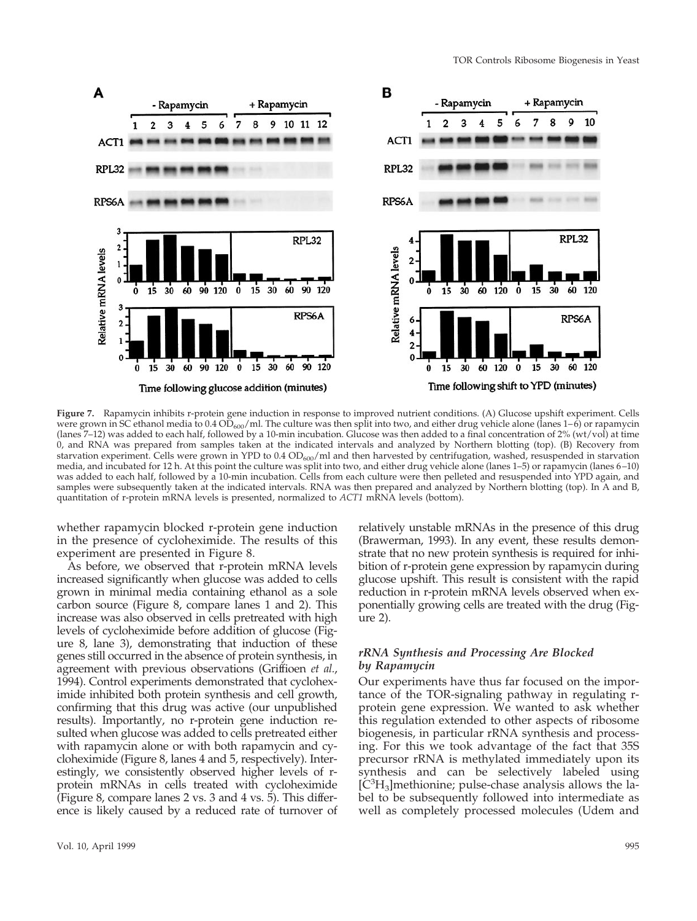**Figure 7.** Rapamycin inhibits r-protein gene induction in response to improved nutrient conditions. (A) Glucose upshift experiment. Cells were grown in SC ethanol media to 0.4 $OD_{600}$/ml. The culture was then split into two, and either drug vehicle alone (lanes 1–6) or rapamycin (lanes 7–12) was added to each half, followed by a 10-min incubation. Glucose was then added to a final concentration of 2% (wt/vol) at time 0, and RNA was prepared from samples taken at the indicated intervals and analyzed by Northern blotting (top). (B) Recovery from starvation experiment. Cells were grown in YPD to 0.4 $OD_{600}$/ml and then harvested by centrifugation, washed, resuspended in starvation media, and incubated for 12 h. At this point the culture was split into two, and either drug vehicle alone (lanes 1–5) or rapamycin (lanes 6–10) was added to each half, followed by a 10-min incubation. Cells from each culture were then pelleted and resuspended into YPD again, and samples were subsequently taken at the indicated intervals. RNA was then prepared and analyzed by Northern blotting (top). In A and B, quantitation of r-protein mRNA levels is presented, normalized to *ACT1* mRNA levels (bottom).

whether rapamycin blocked r-protein gene induction in the presence of cycloheximide. The results of this experiment are presented in Figure 8.

As before, we observed that r-protein mRNA levels increased significantly when glucose was added to cells grown in minimal media containing ethanol as a sole carbon source (Figure 8, compare lanes 1 and 2). This increase was also observed in cells pretreated with high levels of cycloheximide before addition of glucose (Figure 8, lane 3), demonstrating that induction of these genes still occurred in the absence of protein synthesis, in agreement with previous observations (Griffioen *et al.*, 1994). Control experiments demonstrated that cycloheximide inhibited both protein synthesis and cell growth, confirming that this drug was active (our unpublished results). Importantly, no r-protein gene induction resulted when glucose was added to cells pretreated either with rapamycin alone or with both rapamycin and cycloheximide (Figure 8, lanes 4 and 5, respectively). Interestingly, we consistently observed higher levels of r-protein mRNAs in cells treated with cycloheximide (Figure 8, compare lanes 2 vs. 3 and 4 vs. 5). This difference is likely caused by a reduced rate of turnover of relatively unstable mRNAs in the presence of this drug (Brawerman, 1993). In any event, these results demonstrate that no new protein synthesis is required for inhibition of r-protein gene expression by rapamycin during glucose upshift. This result is consistent with the rapid reduction in r-protein mRNA levels observed when exponentially growing cells are treated with the drug (Figure 2).

### rRNA Synthesis and Processing Are Blocked by Rapamycin

Our experiments have thus far focused on the importance of the TOR-signaling pathway in regulating r-protein gene expression. We wanted to ask whether this regulation extended to other aspects of ribosome biogenesis, in particular rRNA synthesis and processing. For this we took advantage of the fact that 35S precursor rRNA is methylated immediately upon its synthesis and can be selectively labeled using [$C^3H_3$]methionine; pulse-chase analysis allows the label to be subsequently followed into intermediate as well as completely processed molecules (Udem and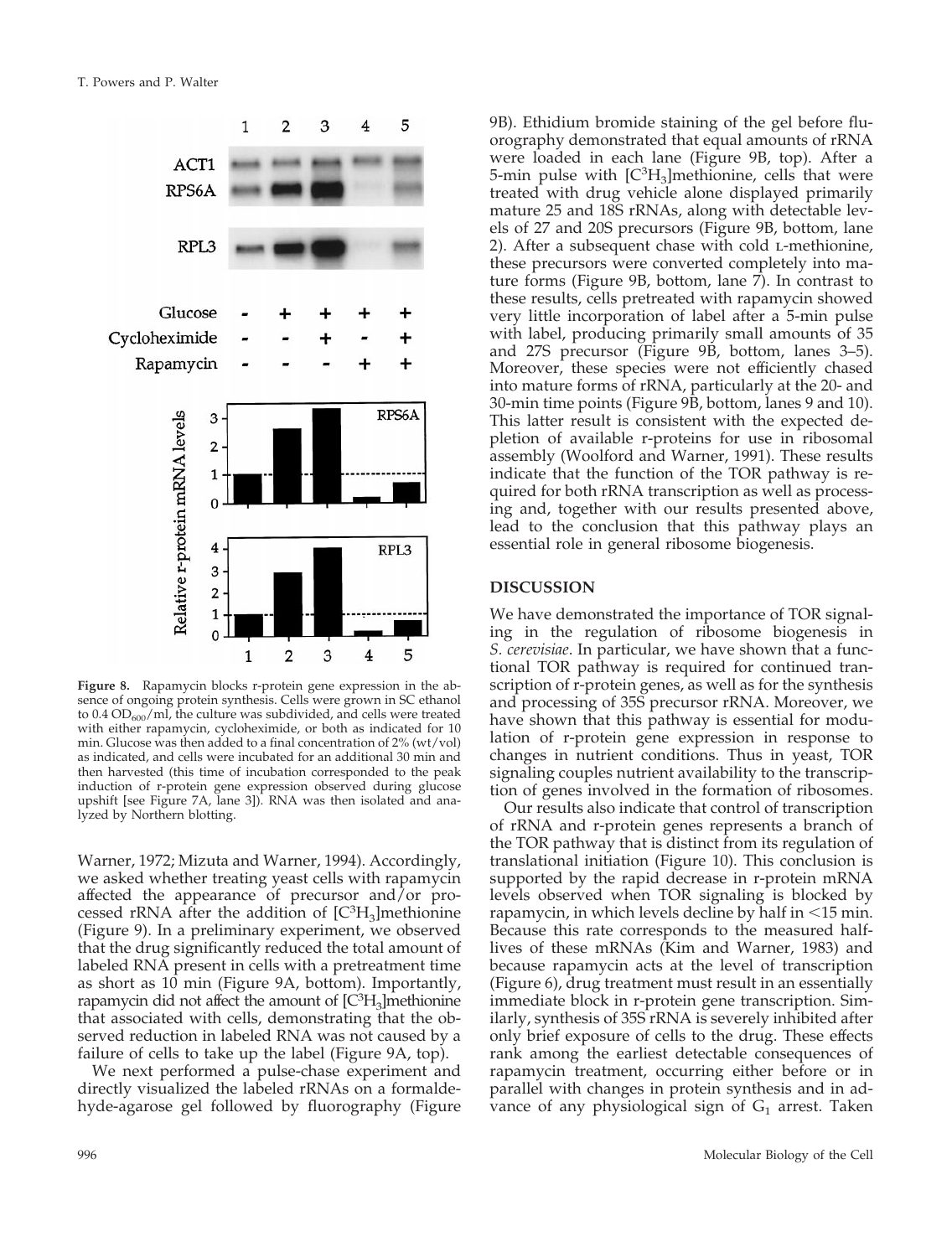**Figure 8.** Rapamycin blocks r-protein gene expression in the absence of ongoing protein synthesis. Cells were grown in SC ethanol to 0.4 $OD_{600}$/ml, the culture was subdivided, and cells were treated with either rapamycin, cycloheximide, or both as indicated for 10 min. Glucose was then added to a final concentration of 2% (wt/vol) as indicated, and cells were incubated for an additional 30 min and then harvested (this time of incubation corresponded to the peak induction of r-protein gene expression observed during glucose upshift [see Figure 7A, lane 3]). RNA was then isolated and analyzed by Northern blotting.

Warner, 1972; Mizuta and Warner, 1994). Accordingly, we asked whether treating yeast cells with rapamycin affected the appearance of precursor and/or processed rRNA after the addition of [$C^3H_3$]methionine (Figure 9). In a preliminary experiment, we observed that the drug significantly reduced the total amount of labeled RNA present in cells with a pretreatment time as short as 10 min (Figure 9A, bottom). Importantly, rapamycin did not affect the amount of [$C^3H_3$]methionine that associated with cells, demonstrating that the observed reduction in labeled RNA was not caused by a failure of cells to take up the label (Figure 9A, top).

We next performed a pulse-chase experiment and directly visualized the labeled rRNAs on a formaldehyde-agarose gel followed by fluorography (Figure 9B). Ethidium bromide staining of the gel before fluorography demonstrated that equal amounts of rRNA were loaded in each lane (Figure 9B, top). After a 5-min pulse with [$C^3H_3$]methionine, cells that were treated with drug vehicle alone displayed primarily mature 25 and 18S rRNAs, along with detectable levels of 27 and 20S precursors (Figure 9B, bottom, lane 2). After a subsequent chase with cold L-methionine, these precursors were converted completely into mature forms (Figure 9B, bottom, lane 7). In contrast to these results, cells pretreated with rapamycin showed very little incorporation of label after a 5-min pulse with label, producing primarily small amounts of 35 and 27S precursor (Figure 9B, bottom, lanes 3–5). Moreover, these species were not efficiently chased into mature forms of rRNA, particularly at the 20- and 30-min time points (Figure 9B, bottom, lanes 9 and 10). This latter result is consistent with the expected depletion of available r-proteins for use in ribosomal assembly (Woolford and Warner, 1991). These results indicate that the function of the TOR pathway is required for both rRNA transcription as well as processing and, together with our results presented above, lead to the conclusion that this pathway plays an essential role in general ribosome biogenesis.

## DISCUSSION

We have demonstrated the importance of TOR signaling in the regulation of ribosome biogenesis in *S. cerevisiae*. In particular, we have shown that a functional TOR pathway is required for continued transcription of r-protein genes, as well as for the synthesis and processing of 35S precursor rRNA. Moreover, we have shown that this pathway is essential for modulation of r-protein gene expression in response to changes in nutrient conditions. Thus in yeast, TOR signaling couples nutrient availability to the transcription of genes involved in the formation of ribosomes.

Our results also indicate that control of transcription of rRNA and r-protein genes represents a branch of the TOR pathway that is distinct from its regulation of translational initiation (Figure 10). This conclusion is supported by the rapid decrease in r-protein mRNA levels observed when TOR signaling is blocked by rapamycin, in which levels decline by half in <15 min. Because this rate corresponds to the measured half-lives of these mRNAs (Kim and Warner, 1983) and because rapamycin acts at the level of transcription (Figure 6), drug treatment must result in an essentially immediate block in r-protein gene transcription. Similarly, synthesis of 35S rRNA is severely inhibited after only brief exposure of cells to the drug. These effects rank among the earliest detectable consequences of rapamycin treatment, occurring either before or in parallel with changes in protein synthesis and in advance of any physiological sign of $G_1$ arrest. Taken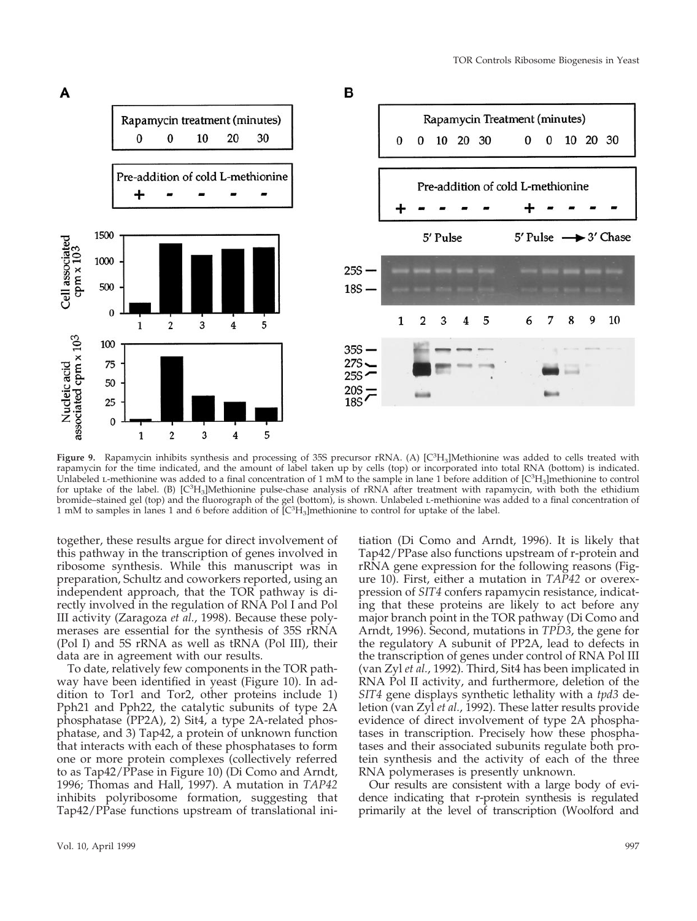**Figure 9.** Rapamycin inhibits synthesis and processing of 35S precursor rRNA. (A) [$C^3H_3$]Methionine was added to cells treated with rapamycin for the time indicated, and the amount of label taken up by cells (top) or incorporated into total RNA (bottom) is indicated. Unlabeled L-methionine was added to a final concentration of 1 mM to the sample in lane 1 before addition of [$C^3H_3$]methionine to control for uptake of the label. (B) [$C^3H_3$]Methionine pulse-chase analysis of rRNA after treatment with rapamycin, with both the ethidium bromide–stained gel (top) and the fluorograph of the gel (bottom), is shown. Unlabeled L-methionine was added to a final concentration of 1 mM to samples in lanes 1 and 6 before addition of [$C^3H_3$]methionine to control for uptake of the label.

together, these results argue for direct involvement of this pathway in the transcription of genes involved in ribosome synthesis. While this manuscript was in preparation, Schultz and coworkers reported, using an independent approach, that the TOR pathway is directly involved in the regulation of RNA Pol I and Pol III activity (Zaragoza *et al.*, 1998). Because these polymerases are essential for the synthesis of 35S rRNA (Pol I) and 5S rRNA as well as tRNA (Pol III), their data are in agreement with our results.

To date, relatively few components in the TOR pathway have been identified in yeast (Figure 10). In addition to Tor1 and Tor2, other proteins include 1) Pph21 and Pph22, the catalytic subunits of type 2A phosphatase (PP2A), 2) Sit4, a type 2A-related phosphatase, and 3) Tap42, a protein of unknown function that interacts with each of these phosphatases to form one or more protein complexes (collectively referred to as Tap42/PPase in Figure 10) (Di Como and Arndt, 1996; Thomas and Hall, 1997). A mutation in *TAP42* inhibits polyribosome formation, suggesting that Tap42/PPase functions upstream of translational initiation (Di Como and Arndt, 1996). It is likely that Tap42/PPase also functions upstream of r-protein and rRNA gene expression for the following reasons (Figure 10). First, either a mutation in *TAP42* or overexpression of *SIT4* confers rapamycin resistance, indicating that these proteins are likely to act before any major branch point in the TOR pathway (Di Como and Arndt, 1996). Second, mutations in *TPD3*, the gene for the regulatory A subunit of PP2A, lead to defects in the transcription of genes under control of RNA Pol III (van Zyl *et al.*, 1992). Third, Sit4 has been implicated in RNA Pol II activity, and furthermore, deletion of the *SIT4* gene displays synthetic lethality with a *tpd3* deletion (van Zyl *et al.*, 1992). These latter results provide evidence of direct involvement of type 2A phosphatases in transcription. Precisely how these phosphatases and their associated subunits regulate both protein synthesis and the activity of each of the three RNA polymerases is presently unknown.

Our results are consistent with a large body of evidence indicating that r-protein synthesis is regulated primarily at the level of transcription (Woolford and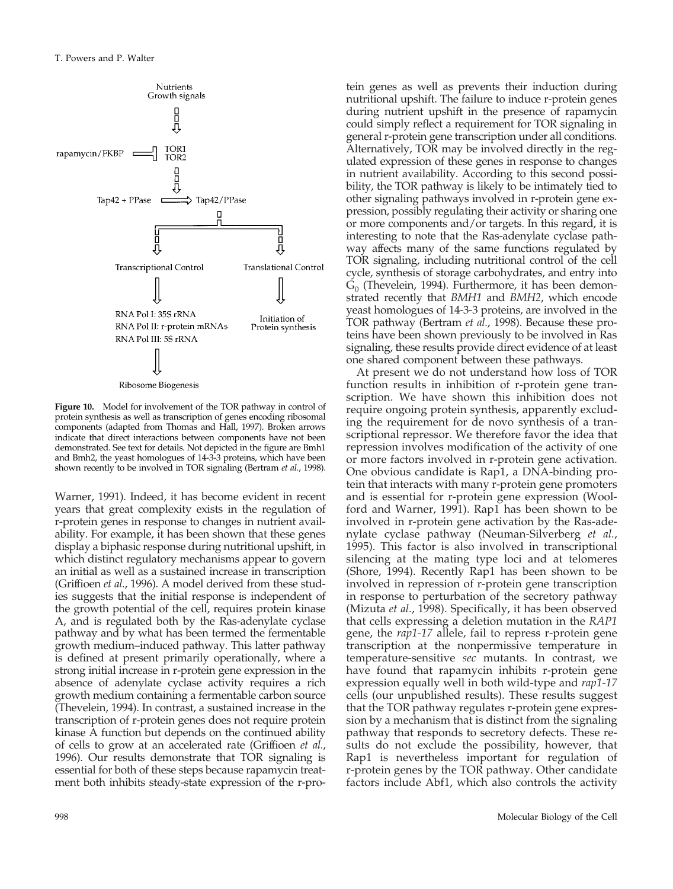Nutrients
Growth signals

rapamycin/FKBP — TOR1 TOR2

Tap42 + PPase → Tap42/PPase

Transcriptional Control — Translational Control

RNA Pol I: 35S rRNA
RNA Pol II: r-protein mRNAs
RNA Pol III: 5S rRNA

Initiation of Protein synthesis

Ribosome Biogenesis

**Figure 10.** Model for involvement of the TOR pathway in control of protein synthesis as well as transcription of genes encoding ribosomal components (adapted from Thomas and Hall, 1997). Broken arrows indicate that direct interactions between components have not been demonstrated. See text for details. Not depicted in the figure are Bmh1 and Bmh2, the yeast homologues of 14-3-3 proteins, which have been shown recently to be involved in TOR signaling (Bertram *et al.*, 1998).

Warner, 1991). Indeed, it has become evident in recent years that great complexity exists in the regulation of r-protein genes in response to changes in nutrient availability. For example, it has been shown that these genes display a biphasic response during nutritional upshift, in which distinct regulatory mechanisms appear to govern an initial as well as a sustained increase in transcription (Griffioen *et al.*, 1996). A model derived from these studies suggests that the initial response is independent of the growth potential of the cell, requires protein kinase A, and is regulated both by the Ras-adenylate cyclase pathway and by what has been termed the fermentable growth medium–induced pathway. This latter pathway is defined at present primarily operationally, where a strong initial increase in r-protein gene expression in the absence of adenylate cyclase activity requires a rich growth medium containing a fermentable carbon source (Thevelein, 1994). In contrast, a sustained increase in the transcription of r-protein genes does not require protein kinase A function but depends on the continued ability of cells to grow at an accelerated rate (Griffioen *et al.*, 1996). Our results demonstrate that TOR signaling is essential for both of these steps because rapamycin treatment both inhibits steady-state expression of the r-protein genes as well as prevents their induction during nutritional upshift. The failure to induce r-protein genes during nutrient upshift in the presence of rapamycin could simply reflect a requirement for TOR signaling in general r-protein gene transcription under all conditions. Alternatively, TOR may be involved directly in the regulated expression of these genes in response to changes in nutrient availability. According to this second possibility, the TOR pathway is likely to be intimately tied to other signaling pathways involved in r-protein gene expression, possibly regulating their activity or sharing one or more components and/or targets. In this regard, it is interesting to note that the Ras-adenylate cyclase pathway affects many of the same functions regulated by TOR signaling, including nutritional control of the cell cycle, synthesis of storage carbohydrates, and entry into $G_0$ (Thevelein, 1994). Furthermore, it has been demonstrated recently that *BMH1* and *BMH2*, which encode yeast homologues of 14-3-3 proteins, are involved in the TOR pathway (Bertram *et al.*, 1998). Because these proteins have been shown previously to be involved in Ras signaling, these results provide direct evidence of at least one shared component between these pathways.

At present we do not understand how loss of TOR function results in inhibition of r-protein gene transcription. We have shown this inhibition does not require ongoing protein synthesis, apparently excluding the requirement for de novo synthesis of a transcriptional repressor. We therefore favor the idea that repression involves modification of the activity of one or more factors involved in r-protein gene activation. One obvious candidate is Rap1, a DNA-binding protein that interacts with many r-protein gene promoters and is essential for r-protein gene expression (Woolford and Warner, 1991). Rap1 has been shown to be involved in r-protein gene activation by the Ras-adenylate cyclase pathway (Neuman-Silverberg *et al.*, 1995). This factor is also involved in transcriptional silencing at the mating type loci and at telomeres (Shore, 1994). Recently Rap1 has been shown to be involved in repression of r-protein gene transcription in response to perturbation of the secretory pathway (Mizuta *et al.*, 1998). Specifically, it has been observed that cells expressing a deletion mutation in the *RAP1* gene, the *rap1-17* allele, fail to repress r-protein gene transcription at the nonpermissive temperature in temperature-sensitive *sec* mutants. In contrast, we have found that rapamycin inhibits r-protein gene expression equally well in both wild-type and *rap1-17* cells (our unpublished results). These results suggest that the TOR pathway regulates r-protein gene expression by a mechanism that is distinct from the signaling pathway that responds to secretory defects. These results do not exclude the possibility, however, that Rap1 is nevertheless important for regulation of r-protein genes by the TOR pathway. Other candidate factors include Abf1, which also controls the activity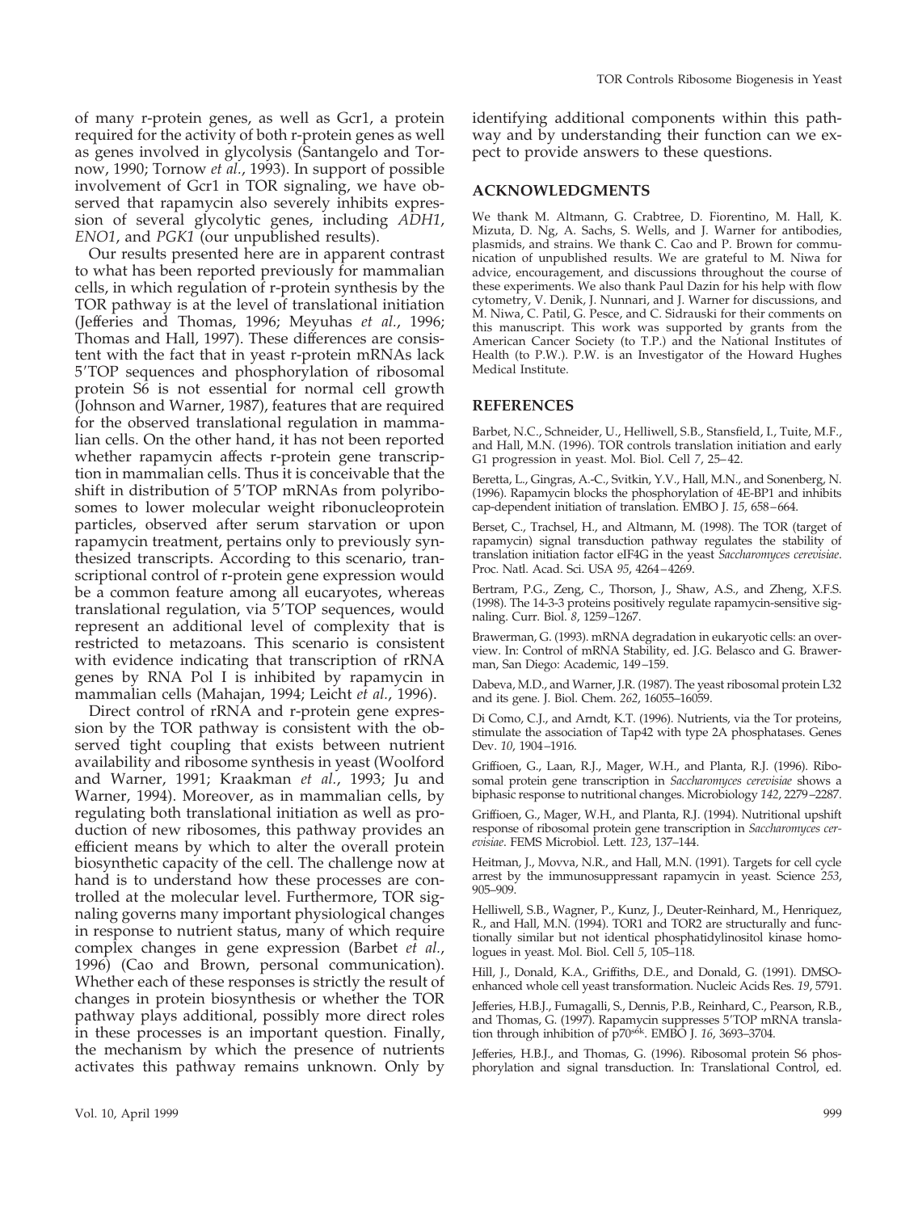of many r-protein genes, as well as Gcr1, a protein required for the activity of both r-protein genes as well as genes involved in glycolysis (Santangelo and Tornow, 1990; Tornow *et al.*, 1993). In support of possible involvement of Gcr1 in TOR signaling, we have observed that rapamycin also severely inhibits expression of several glycolytic genes, including *ADH1*, *ENO1*, and *PGK1* (our unpublished results).

Our results presented here are in apparent contrast to what has been reported previously for mammalian cells, in which regulation of r-protein synthesis by the TOR pathway is at the level of translational initiation (Jefferies and Thomas, 1996; Meyuhas *et al.*, 1996; Thomas and Hall, 1997). These differences are consistent with the fact that in yeast r-protein mRNAs lack 5′TOP sequences and phosphorylation of ribosomal protein S6 is not essential for normal cell growth (Johnson and Warner, 1987), features that are required for the observed translational regulation in mammalian cells. On the other hand, it has not been reported whether rapamycin affects r-protein gene transcription in mammalian cells. Thus it is conceivable that the shift in distribution of 5′TOP mRNAs from polyribosomes to lower molecular weight ribonucleoprotein particles, observed after serum starvation or upon rapamycin treatment, pertains only to previously synthesized transcripts. According to this scenario, transcriptional control of r-protein gene expression would be a common feature among all eucaryotes, whereas translational regulation, via 5′TOP sequences, would represent an additional level of complexity that is restricted to metazoans. This scenario is consistent with evidence indicating that transcription of rRNA genes by RNA Pol I is inhibited by rapamycin in mammalian cells (Mahajan, 1994; Leicht *et al.*, 1996).

Direct control of rRNA and r-protein gene expression by the TOR pathway is consistent with the observed tight coupling that exists between nutrient availability and ribosome synthesis in yeast (Woolford and Warner, 1991; Kraakman *et al.*, 1993; Ju and Warner, 1994). Moreover, as in mammalian cells, by regulating both translational initiation as well as production of new ribosomes, this pathway provides an efficient means by which to alter the overall protein biosynthetic capacity of the cell. The challenge now at hand is to understand how these processes are controlled at the molecular level. Furthermore, TOR signaling governs many important physiological changes in response to nutrient status, many of which require complex changes in gene expression (Barbet *et al.*, 1996) (Cao and Brown, personal communication). Whether each of these responses is strictly the result of changes in protein biosynthesis or whether the TOR pathway plays additional, possibly more direct roles in these processes is an important question. Finally, the mechanism by which the presence of nutrients activates this pathway remains unknown. Only by identifying additional components within this pathway and by understanding their function can we expect to provide answers to these questions.

## ACKNOWLEDGMENTS

We thank M. Altmann, G. Crabtree, D. Fiorentino, M. Hall, K. Mizuta, D. Ng, A. Sachs, S. Wells, and J. Warner for antibodies, plasmids, and strains. We thank C. Cao and P. Brown for communication of unpublished results. We are grateful to M. Niwa for advice, encouragement, and discussions throughout the course of these experiments. We also thank Paul Dazin for his help with flow cytometry, V. Denik, J. Nunnari, and J. Warner for discussions, and M. Niwa, C. Patil, G. Pesce, and C. Sidrauski for their comments on this manuscript. This work was supported by grants from the American Cancer Society (to T.P.) and the National Institutes of Health (to P.W.). P.W. is an Investigator of the Howard Hughes Medical Institute.

## REFERENCES

Barbet, N.C., Schneider, U., Helliwell, S.B., Stansfield, I., Tuite, M.F., and Hall, M.N. (1996). TOR controls translation initiation and early G1 progression in yeast. Mol. Biol. Cell *7*, 25–42.

Beretta, L., Gingras, A.-C., Svitkin, Y.V., Hall, M.N., and Sonenberg, N. (1996). Rapamycin blocks the phosphorylation of 4E-BP1 and inhibits cap-dependent initiation of translation. EMBO J. *15*, 658–664.

Berset, C., Trachsel, H., and Altmann, M. (1998). The TOR (target of rapamycin) signal transduction pathway regulates the stability of translation initiation factor eIF4G in the yeast *Saccharomyces cerevisiae*. Proc. Natl. Acad. Sci. USA *95*, 4264–4269.

Bertram, P.G., Zeng, C., Thorson, J., Shaw, A.S., and Zheng, X.F.S. (1998). The 14-3-3 proteins positively regulate rapamycin-sensitive signaling. Curr. Biol. *8*, 1259–1267.

Brawerman, G. (1993). mRNA degradation in eukaryotic cells: an overview. In: Control of mRNA Stability, ed. J.G. Belasco and G. Brawerman, San Diego: Academic, 149–159.

Dabeva, M.D., and Warner, J.R. (1987). The yeast ribosomal protein L32 and its gene. J. Biol. Chem. *262*, 16055–16059.

Di Como, C.J., and Arndt, K.T. (1996). Nutrients, via the Tor proteins, stimulate the association of Tap42 with type 2A phosphatases. Genes Dev. *10*, 1904–1916.

Griffioen, G., Laan, R.J., Mager, W.H., and Planta, R.J. (1996). Ribosomal protein gene transcription in *Saccharomyces cerevisiae* shows a biphasic response to nutritional changes. Microbiology *142*, 2279–2287.

Griffioen, G., Mager, W.H., and Planta, R.J. (1994). Nutritional upshift response of ribosomal protein gene transcription in *Saccharomyces cerevisiae*. FEMS Microbiol. Lett. *123*, 137–144.

Heitman, J., Movva, N.R., and Hall, M.N. (1991). Targets for cell cycle arrest by the immunosuppressant rapamycin in yeast. Science *253*, 905–909.

Helliwell, S.B., Wagner, P., Kunz, J., Deuter-Reinhard, M., Henriquez, R., and Hall, M.N. (1994). TOR1 and TOR2 are structurally and functionally similar but not identical phosphatidylinositol kinase homologues in yeast. Mol. Biol. Cell *5*, 105–118.

Hill, J., Donald, K.A., Griffiths, D.E., and Donald, G. (1991). DMSO-enhanced whole cell yeast transformation. Nucleic Acids Res. *19*, 5791.

Jefferies, H.B.J., Fumagalli, S., Dennis, P.B., Reinhard, C., Pearson, R.B., and Thomas, G. (1997). Rapamycin suppresses 5′TOP mRNA translation through inhibition of $p70^{s6k}$. EMBO J. *16*, 3693–3704.

Jefferies, H.B.J., and Thomas, G. (1996). Ribosomal protein S6 phosphorylation and signal transduction. In: Translational Control, ed.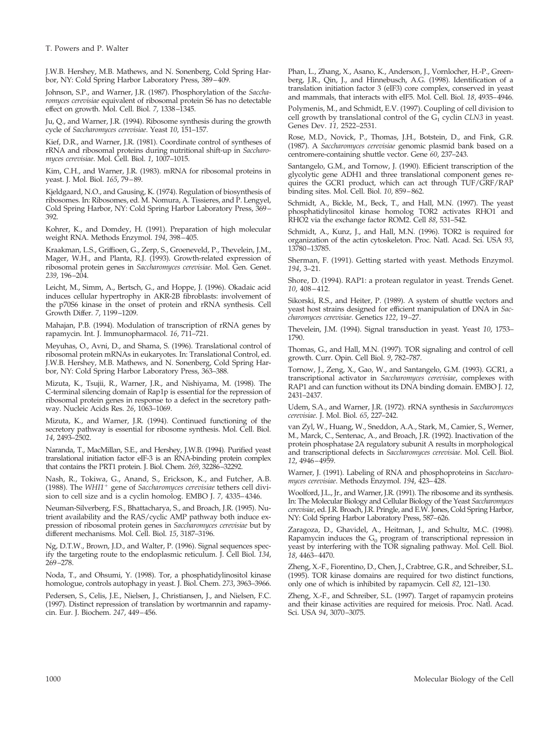J.W.B. Hershey, M.B. Mathews, and N. Sonenberg, Cold Spring Harbor, NY: Cold Spring Harbor Laboratory Press, 389–409.

Johnson, S.P., and Warner, J.R. (1987). Phosphorylation of the *Saccharomyces cerevisiae* equivalent of ribosomal protein S6 has no detectable effect on growth. Mol. Cell. Biol. *7*, 1338–1345.

Ju, Q., and Warner, J.R. (1994). Ribosome synthesis during the growth cycle of *Saccharomyces cerevisiae*. Yeast *10*, 151–157.

Kief, D.R., and Warner, J.R. (1981). Coordinate control of syntheses of rRNA and ribosomal proteins during nutritional shift-up in *Saccharomyces cerevisiae*. Mol. Cell. Biol. *1*, 1007–1015.

Kim, C.H., and Warner, J.R. (1983). mRNA for ribosomal proteins in yeast. J. Mol. Biol. *165*, 79–89.

Kjeldgaard, N.O., and Gausing, K. (1974). Regulation of biosynthesis of ribosomes. In: Ribosomes, ed. M. Nomura, A. Tissieres, and P. Lengyel, Cold Spring Harbor, NY: Cold Spring Harbor Laboratory Press, 369–392.

Kohrer, K., and Domdey, H. (1991). Preparation of high molecular weight RNA. Methods Enzymol. *194*, 398–405.

Kraakman, L.S., Griffioen, G., Zerp, S., Groeneveld, P., Thevelein, J.M., Mager, W.H., and Planta, R.J. (1993). Growth-related expression of ribosomal protein genes in *Saccharomyces cerevisiae*. Mol. Gen. Genet. *239*, 196–204.

Leicht, M., Simm, A., Bertsch, G., and Hoppe, J. (1996). Okadaic acid induces cellular hypertrophy in AKR-2B fibroblasts: involvement of the p70S6 kinase in the onset of protein and rRNA synthesis. Cell Growth Differ. *7*, 1199–1209.

Mahajan, P.B. (1994). Modulation of transcription of rRNA genes by rapamycin. Int. J. Immunopharmacol. *16*, 711–721.

Meyuhas, O., Avni, D., and Shama, S. (1996). Translational control of ribosomal protein mRNAs in eukaryotes. In: Translational Control, ed. J.W.B. Hershey, M.B. Mathews, and N. Sonenberg, Cold Spring Harbor, NY: Cold Spring Harbor Laboratory Press, 363–388.

Mizuta, K., Tsujii, R., Warner, J.R., and Nishiyama, M. (1998). The C-terminal silencing domain of Rap1p is essential for the repression of ribosomal protein genes in response to a defect in the secretory pathway. Nucleic Acids Res. *26*, 1063–1069.

Mizuta, K., and Warner, J.R. (1994). Continued functioning of the secretory pathway is essential for ribosome synthesis. Mol. Cell. Biol. *14*, 2493–2502.

Naranda, T., MacMillan, S.E., and Hershey, J.W.B. (1994). Purified yeast translational initiation factor eIF-3 is an RNA-binding protein complex that contains the PRT1 protein. J. Biol. Chem. *269*, 32286–32292.

Nash, R., Tokiwa, G., Anand, S., Erickson, K., and Futcher, A.B. (1988). The *WHI1*$^{+}$ gene of *Saccharomyces cerevisiae* tethers cell division to cell size and is a cyclin homolog. EMBO J. *7*, 4335–4346.

Neuman-Silverberg, F.S., Bhattacharya, S., and Broach, J.R. (1995). Nutrient availability and the RAS/cyclic AMP pathway both induce expression of ribosomal protein genes in *Saccharomyces cerevisiae* but by different mechanisms. Mol. Cell. Biol. *15*, 3187–3196.

Ng, D.T.W., Brown, J.D., and Walter, P. (1996). Signal sequences specify the targeting route to the endoplasmic reticulum. J. Cell Biol. *134*, 269–278.

Noda, T., and Ohsumi, Y. (1998). Tor, a phosphatidylinositol kinase homologue, controls autophagy in yeast. J. Biol. Chem. *273*, 3963–3966.

Pedersen, S., Celis, J.E., Nielsen, J., Christiansen, J., and Nielsen, F.C. (1997). Distinct repression of translation by wortmannin and rapamycin. Eur. J. Biochem. *247*, 449–456.

Phan, L., Zhang, X., Asano, K., Anderson, J., Vornlocher, H.-P., Greenberg, J.R., Qin, J., and Hinnebusch, A.G. (1998). Identification of a translation initiation factor 3 (eIF3) core complex, conserved in yeast and mammals, that interacts with eIF5. Mol. Cell. Biol. *18*, 4935–4946.

Polymenis, M., and Schmidt, E.V. (1997). Coupling of cell division to cell growth by translational control of the $G_1$ cyclin *CLN3* in yeast. Genes Dev. *11*, 2522–2531.

Rose, M.D., Novick, P., Thomas, J.H., Botstein, D., and Fink, G.R. (1987). A *Saccharomyces cerevisiae* genomic plasmid bank based on a centromere-containing shuttle vector. Gene *60*, 237–243.

Santangelo, G.M., and Tornow, J. (1990). Efficient transcription of the glycolytic gene ADH1 and three translational component genes requires the GCR1 product, which can act through TUF/GRF/RAP binding sites. Mol. Cell. Biol. *10*, 859–862.

Schmidt, A., Bickle, M., Beck, T., and Hall, M.N. (1997). The yeast phosphatidylinositol kinase homolog TOR2 activates RHO1 and RHO2 via the exchange factor ROM2. Cell *88*, 531–542.

Schmidt, A., Kunz, J., and Hall, M.N. (1996). TOR2 is required for organization of the actin cytoskeleton. Proc. Natl. Acad. Sci. USA *93*, 13780–13785.

Sherman, F. (1991). Getting started with yeast. Methods Enzymol. *194*, 3–21.

Shore, D. (1994). RAP1: a protean regulator in yeast. Trends Genet. *10*, 408–412.

Sikorski, R.S., and Heiter, P. (1989). A system of shuttle vectors and yeast host strains designed for efficient manipulation of DNA in *Saccharomyces cerevisiae*. Genetics *122*, 19–27.

Thevelein, J.M. (1994). Signal transduction in yeast. Yeast *10*, 1753–1790.

Thomas, G., and Hall, M.N. (1997). TOR signaling and control of cell growth. Curr. Opin. Cell Biol. *9*, 782–787.

Tornow, J., Zeng, X., Gao, W., and Santangelo, G.M. (1993). GCR1, a transcriptional activator in *Saccharomyces cerevisiae*, complexes with RAP1 and can function without its DNA binding domain. EMBO J. *12*, 2431–2437.

Udem, S.A., and Warner, J.R. (1972). rRNA synthesis in *Saccharomyces cerevisiae*. J. Mol. Biol. *65*, 227–242.

van Zyl, W., Huang, W., Sneddon, A.A., Stark, M., Camier, S., Werner, M., Marck, C., Sentenac, A., and Broach, J.R. (1992). Inactivation of the protein phosphatase 2A regulatory subunit A results in morphological and transcriptional defects in *Saccharomyces cerevisiae*. Mol. Cell. Biol. *12*, 4946–4959.

Warner, J. (1991). Labeling of RNA and phosphoproteins in *Saccharomyces cerevisiae*. Methods Enzymol. *194*, 423–428.

Woolford, J.L., Jr., and Warner, J.R. (1991). The ribosome and its synthesis. In: The Molecular Biology and Cellular Biology of the Yeast *Saccharomyces cerevisiae*, ed. J.R. Broach, J.R. Pringle, and E.W. Jones, Cold Spring Harbor, NY: Cold Spring Harbor Laboratory Press, 587–626.

Zaragoza, D., Ghavidel, A., Heitman, J., and Schultz, M.C. (1998). Rapamycin induces the $G_0$ program of transcriptional repression in yeast by interfering with the TOR signaling pathway. Mol. Cell. Biol. *18*, 4463–4470.

Zheng, X.-F., Fiorentino, D., Chen, J., Crabtree, G.R., and Schreiber, S.L. (1995). TOR kinase domains are required for two distinct functions, only one of which is inhibited by rapamycin. Cell *82*, 121–130.

Zheng, X.-F., and Schreiber, S.L. (1997). Target of rapamycin proteins and their kinase activities are required for meiosis. Proc. Natl. Acad. Sci. USA *94*, 3070–3075.